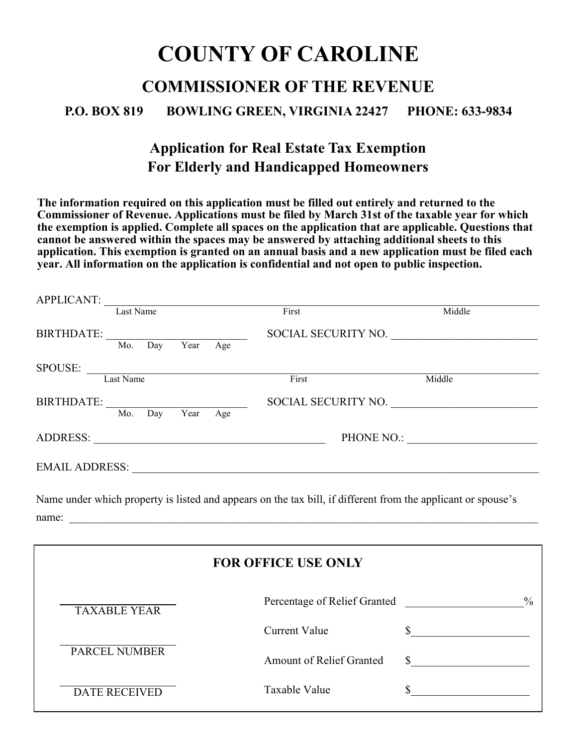# COUNTY OF CAROLINE

## COMMISSIONER OF THE REVENUE

**P.O. BOX 819 BOWLING GREEN, VIRGINIA 22427 PHONE: 633-9834**

### Application for Real Estate Tax Exemption For Elderly and Handicapped Homeowners

**The information required on this application must be filled out entirely and returned to the Commissioner of Revenue. Applications must be filed by March 31st of the taxable year for which the exemption is applied. Complete all spaces on the application that are applicable. Questions that cannot be answered within the spaces may be answered by attaching additional sheets to this application. This exemption is granted on an annual basis and a new application must be filed each year. All information on the application is confidential and not open to public inspection.**

APPLICANT: ______________________________________________
Last Name First Middle

BIRTHDATE: ______________________ SOCIAL SECURITY NO. ______________________
Mo. Day Year Age

SPOUSE: ______________________________________________
Last Name First Middle

BIRTHDATE: ______________________ SOCIAL SECURITY NO. ______________________
Mo. Day Year Age

ADDRESS: ______________________________________ PHONE NO.: ______________________

EMAIL ADDRESS: ______________________________________________

Name under which property is listed and appears on the tax bill, if different from the applicant or spouse's name: ______________________________________________

**FOR OFFICE USE ONLY**

| | | |
|---|---|---|
| ____________ TAXABLE YEAR | Percentage of Relief Granted | ____________% |
| | Current Value | $____________ |
| ____________ PARCEL NUMBER | Amount of Relief Granted | $____________ |
| ____________ DATE RECEIVED | Taxable Value | $____________ |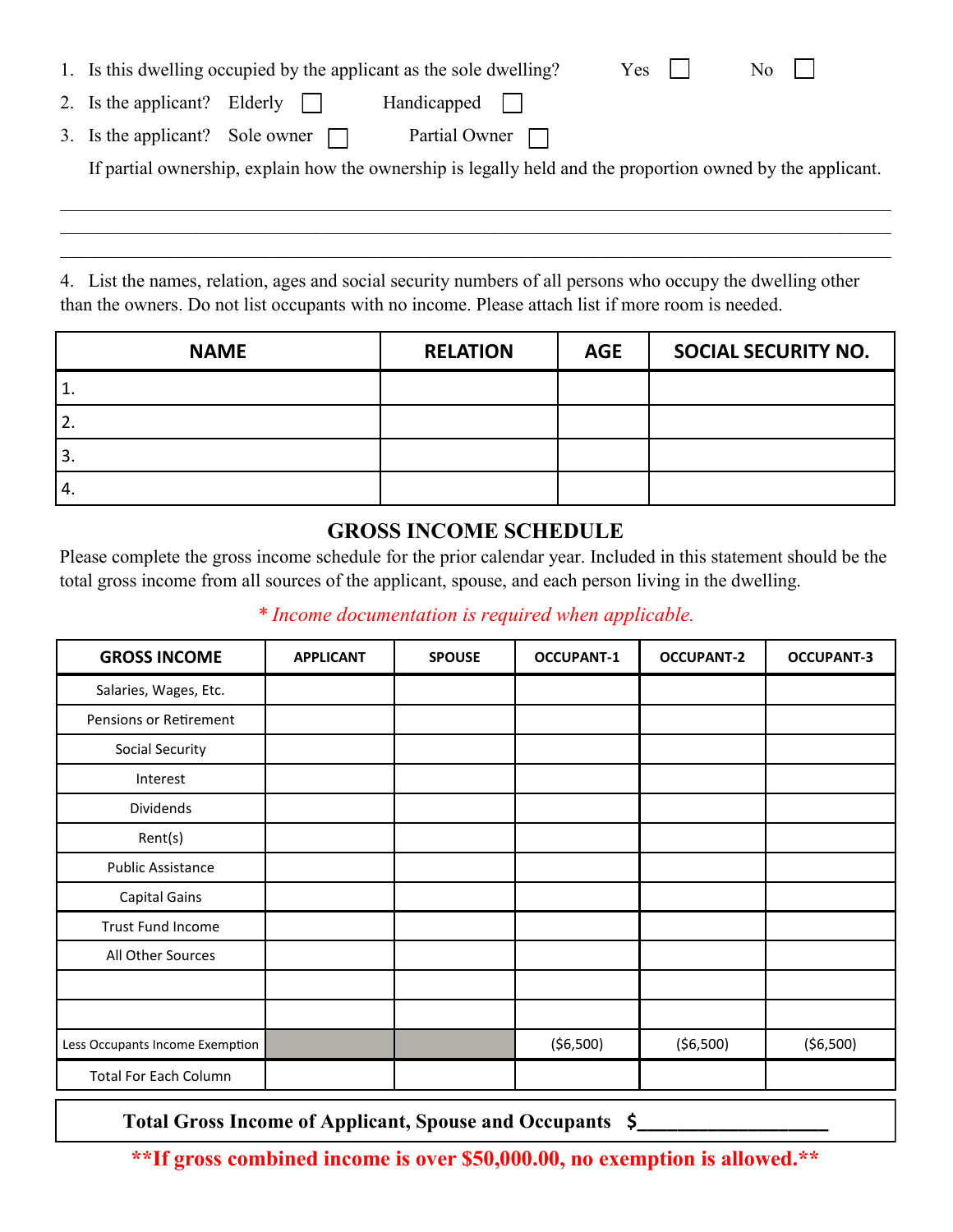1. Is this dwelling occupied by the applicant as the sole dwelling? Yes ☐ No ☐
2. Is the applicant? Elderly ☐ Handicapped ☐
3. Is the applicant? Sole owner ☐ Partial Owner ☐

   If partial ownership, explain how the ownership is legally held and the proportion owned by the applicant.

_______________________________________________________________________________

_______________________________________________________________________________

_______________________________________________________________________________

4. List the names, relation, ages and social security numbers of all persons who occupy the dwelling other than the owners. Do not list occupants with no income. Please attach list if more room is needed.

| NAME | RELATION | AGE | SOCIAL SECURITY NO. |
|---|---|---|---|
| 1. | | | |
| 2. | | | |
| 3. | | | |
| 4. | | | |

## GROSS INCOME SCHEDULE

Please complete the gross income schedule for the prior calendar year. Included in this statement should be the total gross income from all sources of the applicant, spouse, and each person living in the dwelling.

*\* Income documentation is required when applicable.*

| GROSS INCOME | APPLICANT | SPOUSE | OCCUPANT-1 | OCCUPANT-2 | OCCUPANT-3 |
|---|---|---|---|---|---|
| Salaries, Wages, Etc. | | | | | |
| Pensions or Retirement | | | | | |
| Social Security | | | | | |
| Interest | | | | | |
| Dividends | | | | | |
| Rent(s) | | | | | |
| Public Assistance | | | | | |
| Capital Gains | | | | | |
| Trust Fund Income | | | | | |
| All Other Sources | | | | | |
| | | | | | |
| | | | | | |
| Less Occupants Income Exemption | | | ($6,500) | ($6,500) | ($6,500) |
| Total For Each Column | | | | | |

**Total Gross Income of Applicant, Spouse and Occupants $__________________**

**\*\*If gross combined income is over $50,000.00, no exemption is allowed.\*\***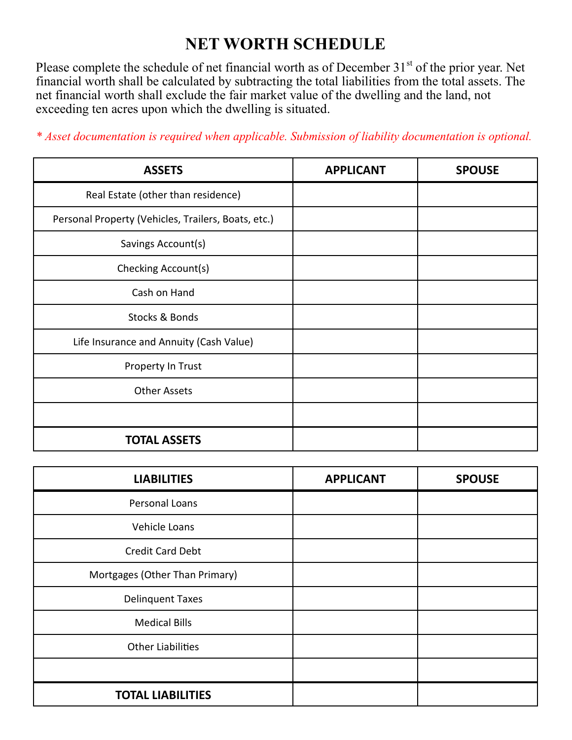# NET WORTH SCHEDULE

Please complete the schedule of net financial worth as of December 31st of the prior year. Net financial worth shall be calculated by subtracting the total liabilities from the total assets. The net financial worth shall exclude the fair market value of the dwelling and the land, not exceeding ten acres upon which the dwelling is situated.

*\* Asset documentation is required when applicable. Submission of liability documentation is optional.*

| ASSETS | APPLICANT | SPOUSE |
|---|---|---|
| Real Estate (other than residence) | | |
| Personal Property (Vehicles, Trailers, Boats, etc.) | | |
| Savings Account(s) | | |
| Checking Account(s) | | |
| Cash on Hand | | |
| Stocks & Bonds | | |
| Life Insurance and Annuity (Cash Value) | | |
| Property In Trust | | |
| Other Assets | | |
| | | |
| **TOTAL ASSETS** | | |

| LIABILITIES | APPLICANT | SPOUSE |
|---|---|---|
| Personal Loans | | |
| Vehicle Loans | | |
| Credit Card Debt | | |
| Mortgages (Other Than Primary) | | |
| Delinquent Taxes | | |
| Medical Bills | | |
| Other Liabilities | | |
| | | |
| **TOTAL LIABILITIES** | | |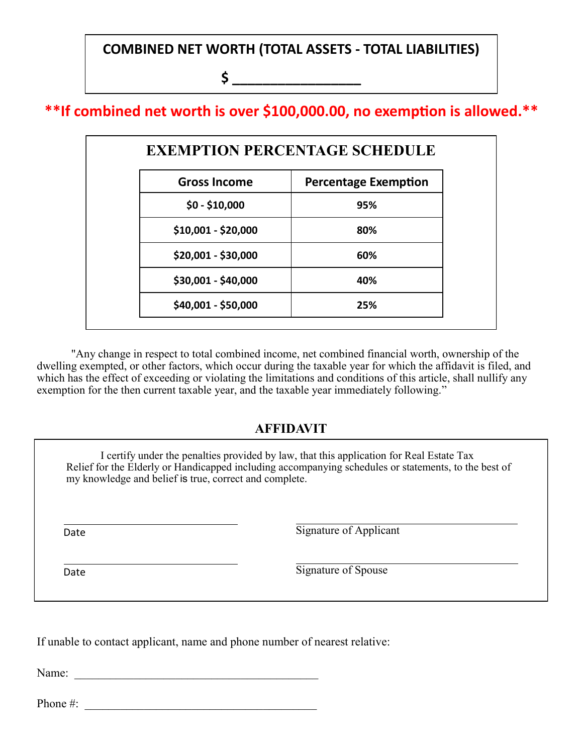**COMBINED NET WORTH (TOTAL ASSETS - TOTAL LIABILITIES)**

**$ ________________**

****If combined net worth is over $100,000.00, no exemption is allowed.****

## EXEMPTION PERCENTAGE SCHEDULE

| Gross Income | Percentage Exemption |
|---|---|
| $0 - $10,000 | 95% |
| $10,001 - $20,000 | 80% |
| $20,001 - $30,000 | 60% |
| $30,001 - $40,000 | 40% |
| $40,001 - $50,000 | 25% |

"Any change in respect to total combined income, net combined financial worth, ownership of the dwelling exempted, or other factors, which occur during the taxable year for which the affidavit is filed, and which has the effect of exceeding or violating the limitations and conditions of this article, shall nullify any exemption for the then current taxable year, and the taxable year immediately following."

## AFFIDAVIT

I certify under the penalties provided by law, that this application for Real Estate Tax Relief for the Elderly or Handicapped including accompanying schedules or statements, to the best of my knowledge and belief is true, correct and complete.

______________________________ ______________________________
Date Signature of Applicant

______________________________ ______________________________
Date Signature of Spouse

If unable to contact applicant, name and phone number of nearest relative:

Name: ________________________________________

Phone #: ______________________________________